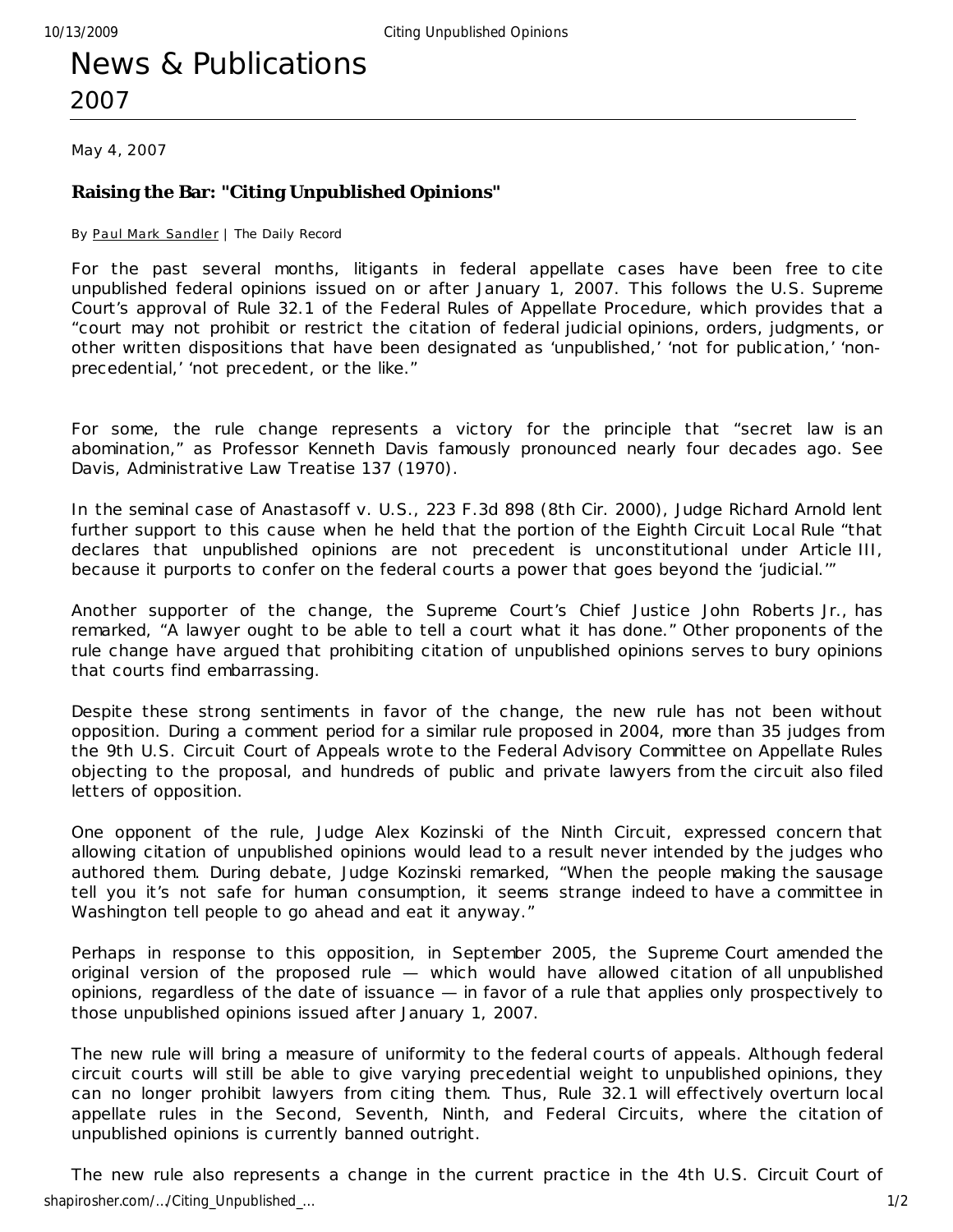# News & Publications

## 2007

May 4, 2007

### Raising the Bar: "Citing Unpublished Opinions"

By Paul Mark Sandler | The Daily Record

For the past several months, litigants in federal appellate cases have been free to cite unpublished federal opinions issued on or after January 1, 2007. This follows the U.S. Supreme Court's approval of Rule 32.1 of the Federal Rules of Appellate Procedure, which provides that a "court may not prohibit or restrict the citation of federal judicial opinions, orders, judgments, or other written dispositions that have been designated as 'unpublished,' 'not for publication,' 'non-precedential,' 'not precedent, or the like."

For some, the rule change represents a victory for the principle that "secret law is an abomination," as Professor Kenneth Davis famously pronounced nearly four decades ago. See Davis, Administrative Law Treatise 137 (1970).

In the seminal case of Anastasoff v. U.S., 223 F.3d 898 (8th Cir. 2000), Judge Richard Arnold lent further support to this cause when he held that the portion of the Eighth Circuit Local Rule "that declares that unpublished opinions are not precedent is unconstitutional under Article III, because it purports to confer on the federal courts a power that goes beyond the 'judicial.'"

Another supporter of the change, the Supreme Court's Chief Justice John Roberts Jr., has remarked, "A lawyer ought to be able to tell a court what it has done." Other proponents of the rule change have argued that prohibiting citation of unpublished opinions serves to bury opinions that courts find embarrassing.

Despite these strong sentiments in favor of the change, the new rule has not been without opposition. During a comment period for a similar rule proposed in 2004, more than 35 judges from the 9th U.S. Circuit Court of Appeals wrote to the Federal Advisory Committee on Appellate Rules objecting to the proposal, and hundreds of public and private lawyers from the circuit also filed letters of opposition.

One opponent of the rule, Judge Alex Kozinski of the Ninth Circuit, expressed concern that allowing citation of unpublished opinions would lead to a result never intended by the judges who authored them. During debate, Judge Kozinski remarked, "When the people making the sausage tell you it's not safe for human consumption, it seems strange indeed to have a committee in Washington tell people to go ahead and eat it anyway."

Perhaps in response to this opposition, in September 2005, the Supreme Court amended the original version of the proposed rule — which would have allowed citation of all unpublished opinions, regardless of the date of issuance — in favor of a rule that applies only prospectively to those unpublished opinions issued after January 1, 2007.

The new rule will bring a measure of uniformity to the federal courts of appeals. Although federal circuit courts will still be able to give varying precedential weight to unpublished opinions, they can no longer prohibit lawyers from citing them. Thus, Rule 32.1 will effectively overturn local appellate rules in the Second, Seventh, Ninth, and Federal Circuits, where the citation of unpublished opinions is currently banned outright.

The new rule also represents a change in the current practice in the 4th U.S. Circuit Court of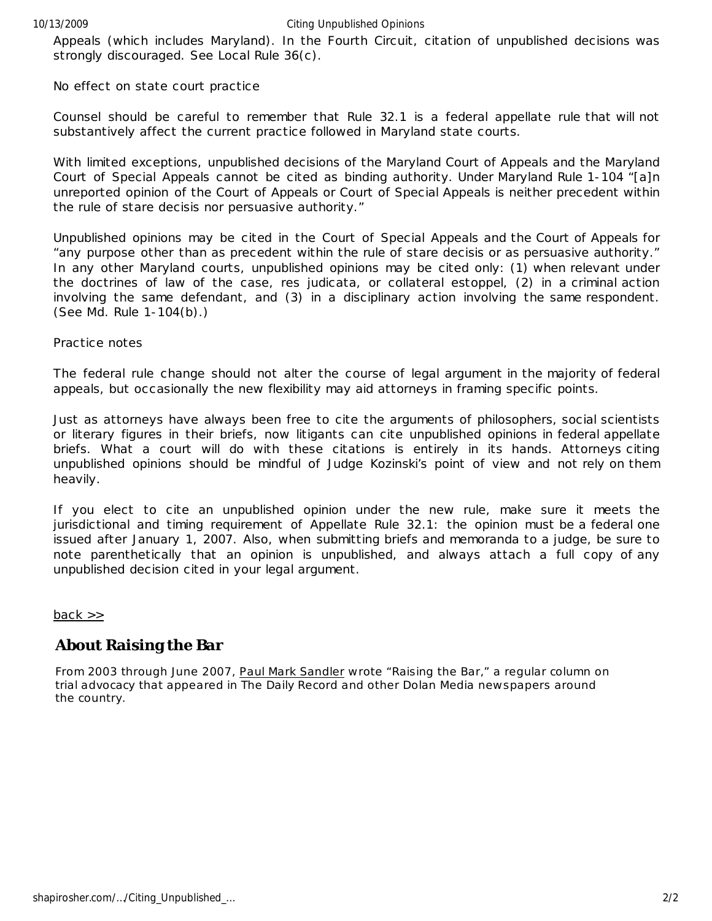Appeals (which includes Maryland). In the Fourth Circuit, citation of unpublished decisions was strongly discouraged. See Local Rule 36(c).

No effect on state court practice

Counsel should be careful to remember that Rule 32.1 is a federal appellate rule that will not substantively affect the current practice followed in Maryland state courts.

With limited exceptions, unpublished decisions of the Maryland Court of Appeals and the Maryland Court of Special Appeals cannot be cited as binding authority. Under Maryland Rule 1-104 "[a]n unreported opinion of the Court of Appeals or Court of Special Appeals is neither precedent within the rule of stare decisis nor persuasive authority."

Unpublished opinions may be cited in the Court of Special Appeals and the Court of Appeals for "any purpose other than as precedent within the rule of stare decisis or as persuasive authority." In any other Maryland courts, unpublished opinions may be cited only: (1) when relevant under the doctrines of law of the case, res judicata, or collateral estoppel, (2) in a criminal action involving the same defendant, and (3) in a disciplinary action involving the same respondent. (See Md. Rule 1-104(b).)

Practice notes

The federal rule change should not alter the course of legal argument in the majority of federal appeals, but occasionally the new flexibility may aid attorneys in framing specific points.

Just as attorneys have always been free to cite the arguments of philosophers, social scientists or literary figures in their briefs, now litigants can cite unpublished opinions in federal appellate briefs. What a court will do with these citations is entirely in its hands. Attorneys citing unpublished opinions should be mindful of Judge Kozinski's point of view and not rely on them heavily.

If you elect to cite an unpublished opinion under the new rule, make sure it meets the jurisdictional and timing requirement of Appellate Rule 32.1: the opinion must be a federal one issued after January 1, 2007. Also, when submitting briefs and memoranda to a judge, be sure to note parenthetically that an opinion is unpublished, and always attach a full copy of any unpublished decision cited in your legal argument.

back >>

## About Raising the Bar

From 2003 through June 2007, Paul Mark Sandler wrote "Raising the Bar," a regular column on trial advocacy that appeared in The Daily Record and other Dolan Media newspapers around the country.